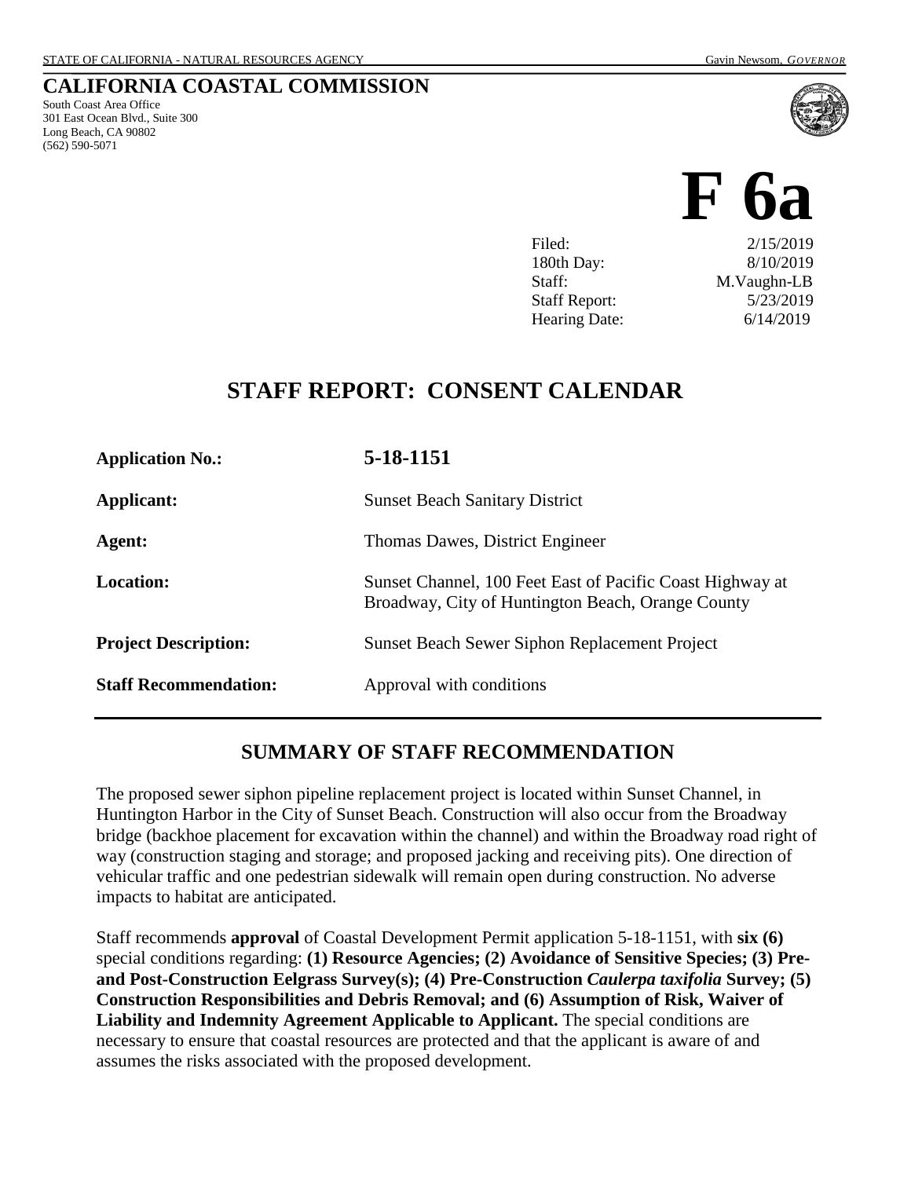STATE OF CALIFORNIA - NATURAL RESOURCES AGENCY Gavin Newsom, *GOVERNOR*

# CALIFORNIA COASTAL COMMISSION

South Coast Area Office
301 East Ocean Blvd., Suite 300
Long Beach, CA 90802
(562) 590-5071

# F 6a

| | |
|---|---|
| Filed: | 2/15/2019 |
| 180th Day: | 8/10/2019 |
| Staff: | M.Vaughn-LB |
| Staff Report: | 5/23/2019 |
| Hearing Date: | 6/14/2019 |

## STAFF REPORT: CONSENT CALENDAR

| | |
|---|---|
| **Application No.:** | **5-18-1151** |
| **Applicant:** | Sunset Beach Sanitary District |
| **Agent:** | Thomas Dawes, District Engineer |
| **Location:** | Sunset Channel, 100 Feet East of Pacific Coast Highway at Broadway, City of Huntington Beach, Orange County |
| **Project Description:** | Sunset Beach Sewer Siphon Replacement Project |
| **Staff Recommendation:** | Approval with conditions |

## SUMMARY OF STAFF RECOMMENDATION

The proposed sewer siphon pipeline replacement project is located within Sunset Channel, in Huntington Harbor in the City of Sunset Beach. Construction will also occur from the Broadway bridge (backhoe placement for excavation within the channel) and within the Broadway road right of way (construction staging and storage; and proposed jacking and receiving pits). One direction of vehicular traffic and one pedestrian sidewalk will remain open during construction. No adverse impacts to habitat are anticipated.

Staff recommends **approval** of Coastal Development Permit application 5-18-1151, with **six (6)** special conditions regarding: **(1) Resource Agencies; (2) Avoidance of Sensitive Species; (3) Pre- and Post-Construction Eelgrass Survey(s); (4) Pre-Construction *Caulerpa taxifolia* Survey; (5) Construction Responsibilities and Debris Removal; and (6) Assumption of Risk, Waiver of Liability and Indemnity Agreement Applicable to Applicant.** The special conditions are necessary to ensure that coastal resources are protected and that the applicant is aware of and assumes the risks associated with the proposed development.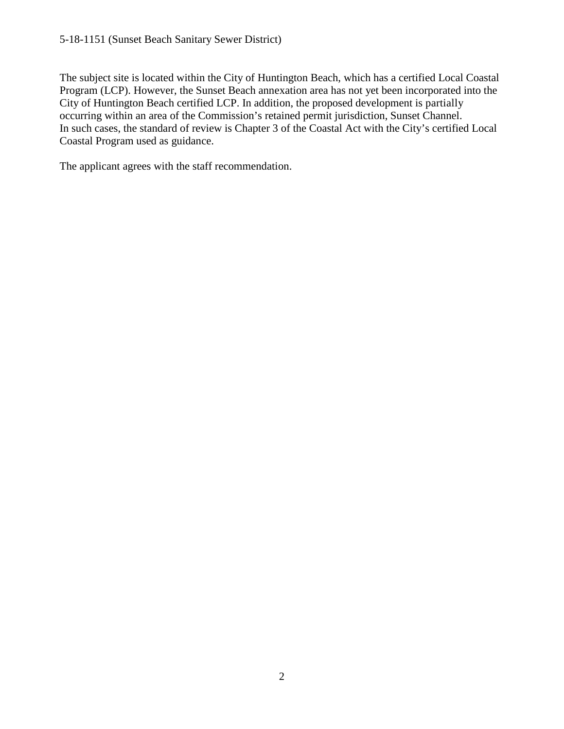The subject site is located within the City of Huntington Beach, which has a certified Local Coastal Program (LCP). However, the Sunset Beach annexation area has not yet been incorporated into the City of Huntington Beach certified LCP. In addition, the proposed development is partially occurring within an area of the Commission's retained permit jurisdiction, Sunset Channel. In such cases, the standard of review is Chapter 3 of the Coastal Act with the City's certified Local Coastal Program used as guidance.

The applicant agrees with the staff recommendation.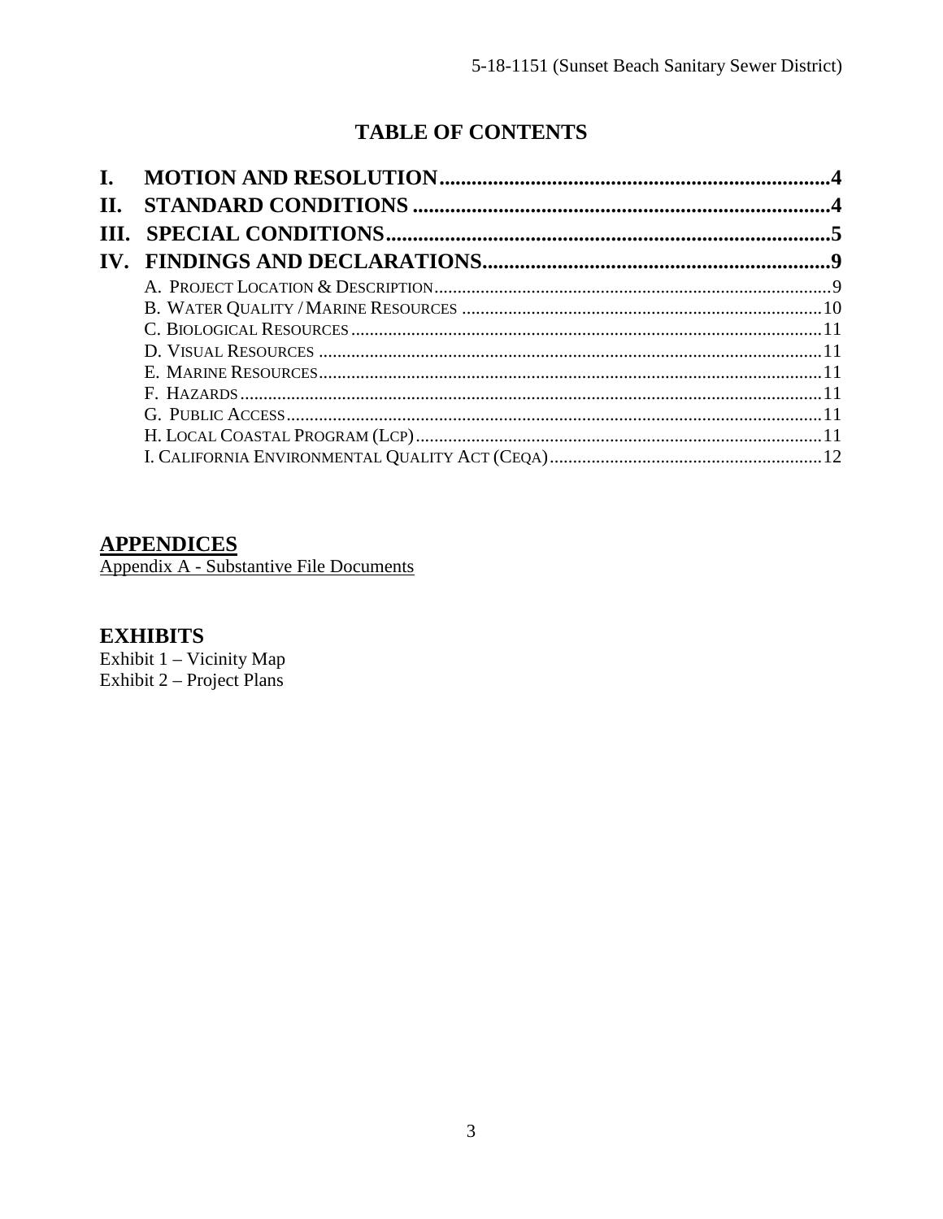## TABLE OF CONTENTS

- I. MOTION AND RESOLUTION ........................................ 4
- II. STANDARD CONDITIONS ........................................ 4
- III. SPECIAL CONDITIONS ........................................ 5
- IV. FINDINGS AND DECLARATIONS ........................................ 9
  - A. Project Location & Description ........................................ 9
  - B. Water Quality / Marine Resources ........................................ 10
  - C. Biological Resources ........................................ 11
  - D. Visual Resources ........................................ 11
  - E. Marine Resources ........................................ 11
  - F. Hazards ........................................ 11
  - G. Public Access ........................................ 11
  - H. Local Coastal Program (LCP) ........................................ 11
  - I. California Environmental Quality Act (CEQA) ........................................ 12

## APPENDICES

Appendix A - Substantive File Documents

## EXHIBITS

Exhibit 1 – Vicinity Map
Exhibit 2 – Project Plans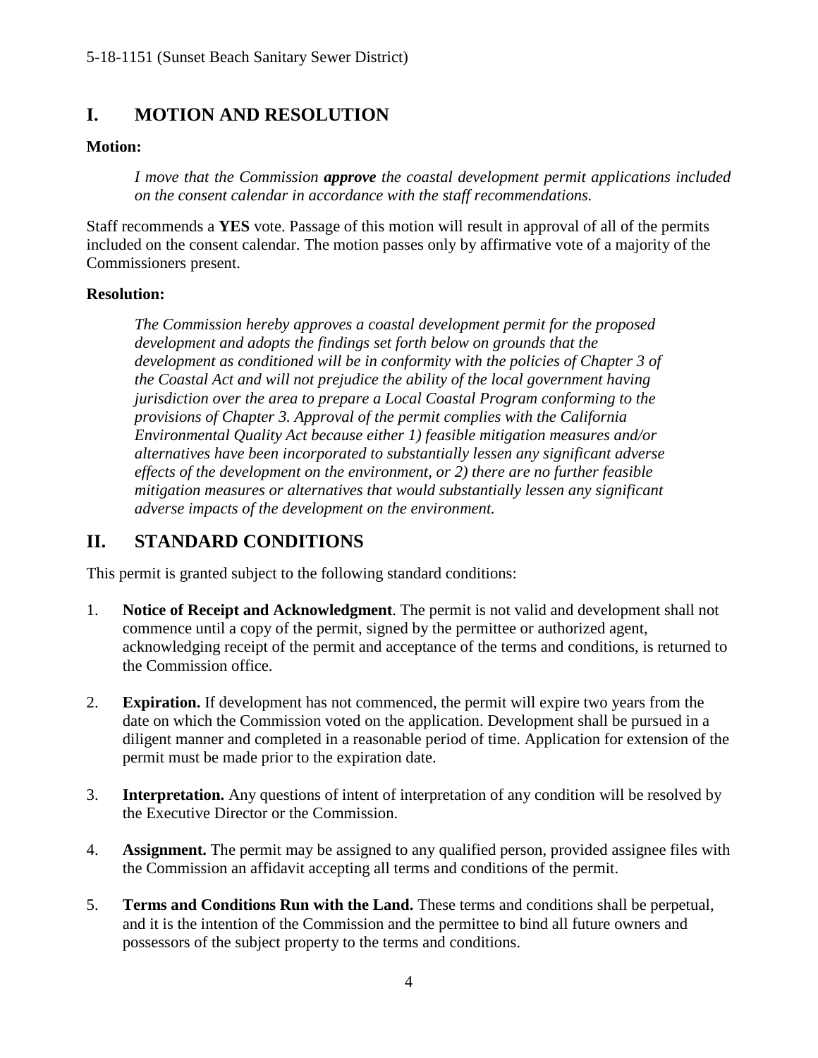## I. MOTION AND RESOLUTION

**Motion:**

> *I move that the Commission* ***approve*** *the coastal development permit applications included on the consent calendar in accordance with the staff recommendations.*

Staff recommends a **YES** vote. Passage of this motion will result in approval of all of the permits included on the consent calendar. The motion passes only by affirmative vote of a majority of the Commissioners present.

**Resolution:**

> *The Commission hereby approves a coastal development permit for the proposed development and adopts the findings set forth below on grounds that the development as conditioned will be in conformity with the policies of Chapter 3 of the Coastal Act and will not prejudice the ability of the local government having jurisdiction over the area to prepare a Local Coastal Program conforming to the provisions of Chapter 3. Approval of the permit complies with the California Environmental Quality Act because either 1) feasible mitigation measures and/or alternatives have been incorporated to substantially lessen any significant adverse effects of the development on the environment, or 2) there are no further feasible mitigation measures or alternatives that would substantially lessen any significant adverse impacts of the development on the environment.*

## II. STANDARD CONDITIONS

This permit is granted subject to the following standard conditions:

1. **Notice of Receipt and Acknowledgment**. The permit is not valid and development shall not commence until a copy of the permit, signed by the permittee or authorized agent, acknowledging receipt of the permit and acceptance of the terms and conditions, is returned to the Commission office.

2. **Expiration.** If development has not commenced, the permit will expire two years from the date on which the Commission voted on the application. Development shall be pursued in a diligent manner and completed in a reasonable period of time. Application for extension of the permit must be made prior to the expiration date.

3. **Interpretation.** Any questions of intent of interpretation of any condition will be resolved by the Executive Director or the Commission.

4. **Assignment.** The permit may be assigned to any qualified person, provided assignee files with the Commission an affidavit accepting all terms and conditions of the permit.

5. **Terms and Conditions Run with the Land.** These terms and conditions shall be perpetual, and it is the intention of the Commission and the permittee to bind all future owners and possessors of the subject property to the terms and conditions.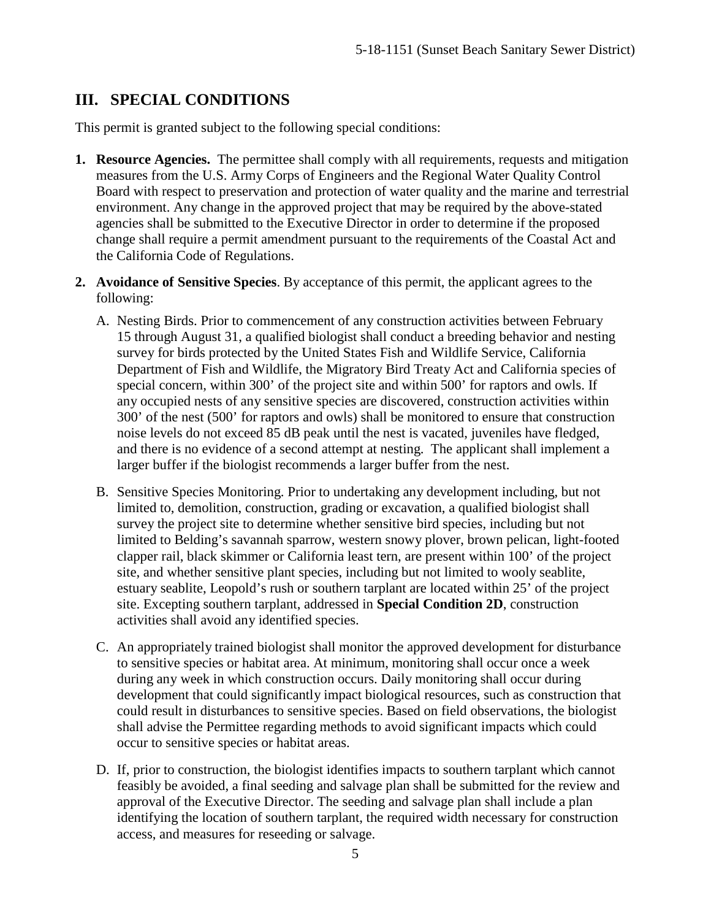## III. SPECIAL CONDITIONS

This permit is granted subject to the following special conditions:

1. **Resource Agencies.** The permittee shall comply with all requirements, requests and mitigation measures from the U.S. Army Corps of Engineers and the Regional Water Quality Control Board with respect to preservation and protection of water quality and the marine and terrestrial environment. Any change in the approved project that may be required by the above-stated agencies shall be submitted to the Executive Director in order to determine if the proposed change shall require a permit amendment pursuant to the requirements of the Coastal Act and the California Code of Regulations.

2. **Avoidance of Sensitive Species**. By acceptance of this permit, the applicant agrees to the following:

   A. Nesting Birds. Prior to commencement of any construction activities between February 15 through August 31, a qualified biologist shall conduct a breeding behavior and nesting survey for birds protected by the United States Fish and Wildlife Service, California Department of Fish and Wildlife, the Migratory Bird Treaty Act and California species of special concern, within 300' of the project site and within 500' for raptors and owls. If any occupied nests of any sensitive species are discovered, construction activities within 300' of the nest (500' for raptors and owls) shall be monitored to ensure that construction noise levels do not exceed 85 dB peak until the nest is vacated, juveniles have fledged, and there is no evidence of a second attempt at nesting. The applicant shall implement a larger buffer if the biologist recommends a larger buffer from the nest.

   B. Sensitive Species Monitoring. Prior to undertaking any development including, but not limited to, demolition, construction, grading or excavation, a qualified biologist shall survey the project site to determine whether sensitive bird species, including but not limited to Belding's savannah sparrow, western snowy plover, brown pelican, light-footed clapper rail, black skimmer or California least tern, are present within 100' of the project site, and whether sensitive plant species, including but not limited to wooly seablite, estuary seablite, Leopold's rush or southern tarplant are located within 25' of the project site. Excepting southern tarplant, addressed in **Special Condition 2D**, construction activities shall avoid any identified species.

   C. An appropriately trained biologist shall monitor the approved development for disturbance to sensitive species or habitat area. At minimum, monitoring shall occur once a week during any week in which construction occurs. Daily monitoring shall occur during development that could significantly impact biological resources, such as construction that could result in disturbances to sensitive species. Based on field observations, the biologist shall advise the Permittee regarding methods to avoid significant impacts which could occur to sensitive species or habitat areas.

   D. If, prior to construction, the biologist identifies impacts to southern tarplant which cannot feasibly be avoided, a final seeding and salvage plan shall be submitted for the review and approval of the Executive Director. The seeding and salvage plan shall include a plan identifying the location of southern tarplant, the required width necessary for construction access, and measures for reseeding or salvage.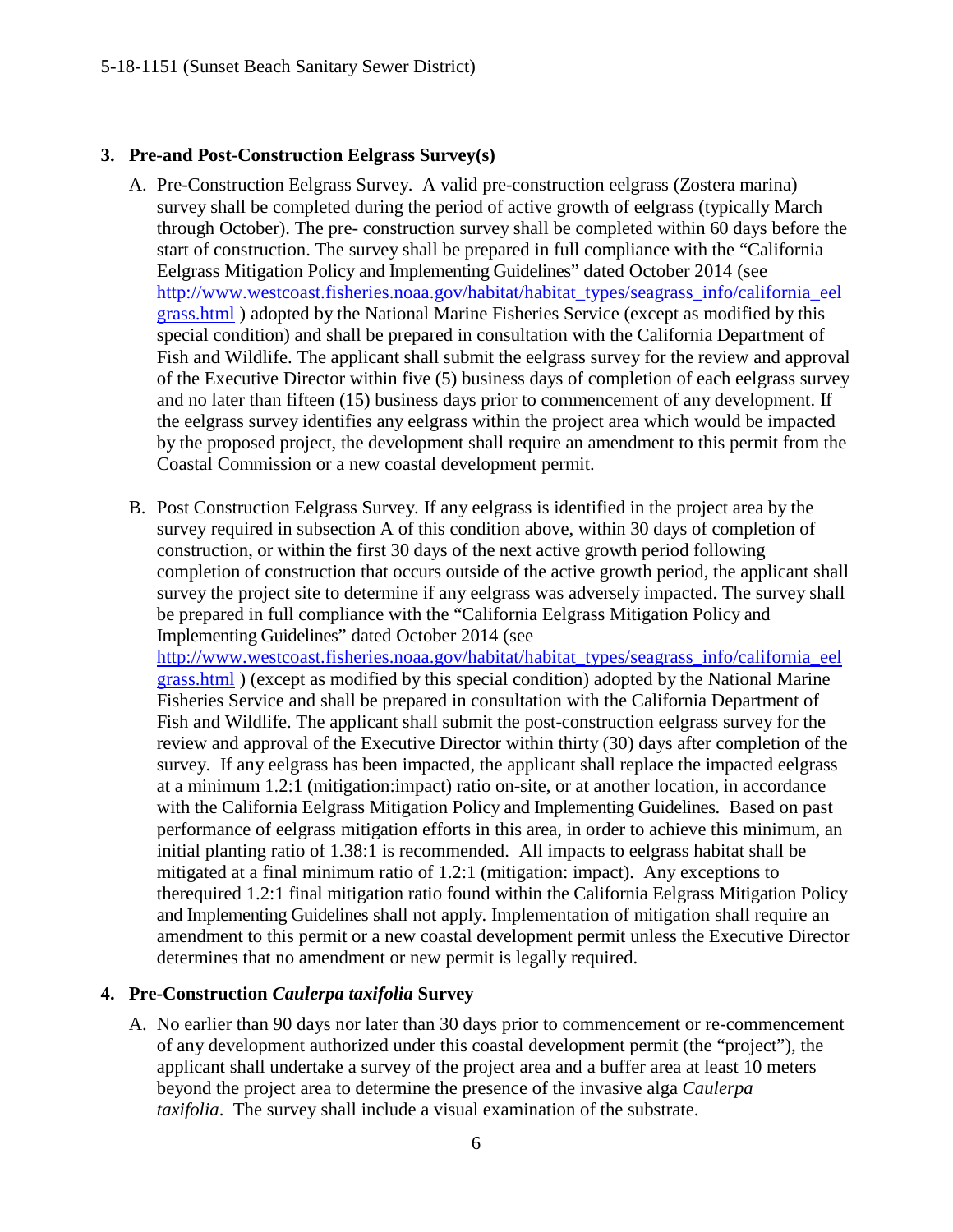3. **Pre-and Post-Construction Eelgrass Survey(s)**

   A. Pre-Construction Eelgrass Survey. A valid pre-construction eelgrass (Zostera marina) survey shall be completed during the period of active growth of eelgrass (typically March through October). The pre- construction survey shall be completed within 60 days before the start of construction. The survey shall be prepared in full compliance with the "California Eelgrass Mitigation Policy and Implementing Guidelines" dated October 2014 (see [http://www.westcoast.fisheries.noaa.gov/habitat/habitat_types/seagrass_info/california_eelgrass.html](http://www.westcoast.fisheries.noaa.gov/habitat/habitat_types/seagrass_info/california_eelgrass.html) ) adopted by the National Marine Fisheries Service (except as modified by this special condition) and shall be prepared in consultation with the California Department of Fish and Wildlife. The applicant shall submit the eelgrass survey for the review and approval of the Executive Director within five (5) business days of completion of each eelgrass survey and no later than fifteen (15) business days prior to commencement of any development. If the eelgrass survey identifies any eelgrass within the project area which would be impacted by the proposed project, the development shall require an amendment to this permit from the Coastal Commission or a new coastal development permit.

   B. Post Construction Eelgrass Survey. If any eelgrass is identified in the project area by the survey required in subsection A of this condition above, within 30 days of completion of construction, or within the first 30 days of the next active growth period following completion of construction that occurs outside of the active growth period, the applicant shall survey the project site to determine if any eelgrass was adversely impacted. The survey shall be prepared in full compliance with the "California Eelgrass Mitigation Policy and Implementing Guidelines" dated October 2014 (see [http://www.westcoast.fisheries.noaa.gov/habitat/habitat_types/seagrass_info/california_eelgrass.html](http://www.westcoast.fisheries.noaa.gov/habitat/habitat_types/seagrass_info/california_eelgrass.html) ) (except as modified by this special condition) adopted by the National Marine Fisheries Service and shall be prepared in consultation with the California Department of Fish and Wildlife. The applicant shall submit the post-construction eelgrass survey for the review and approval of the Executive Director within thirty (30) days after completion of the survey. If any eelgrass has been impacted, the applicant shall replace the impacted eelgrass at a minimum 1.2:1 (mitigation:impact) ratio on-site, or at another location, in accordance with the California Eelgrass Mitigation Policy and Implementing Guidelines. Based on past performance of eelgrass mitigation efforts in this area, in order to achieve this minimum, an initial planting ratio of 1.38:1 is recommended. All impacts to eelgrass habitat shall be mitigated at a final minimum ratio of 1.2:1 (mitigation: impact). Any exceptions to therequired 1.2:1 final mitigation ratio found within the California Eelgrass Mitigation Policy and Implementing Guidelines shall not apply. Implementation of mitigation shall require an amendment to this permit or a new coastal development permit unless the Executive Director determines that no amendment or new permit is legally required.

4. **Pre-Construction *Caulerpa taxifolia* Survey**

   A. No earlier than 90 days nor later than 30 days prior to commencement or re-commencement of any development authorized under this coastal development permit (the "project"), the applicant shall undertake a survey of the project area and a buffer area at least 10 meters beyond the project area to determine the presence of the invasive alga *Caulerpa taxifolia*. The survey shall include a visual examination of the substrate.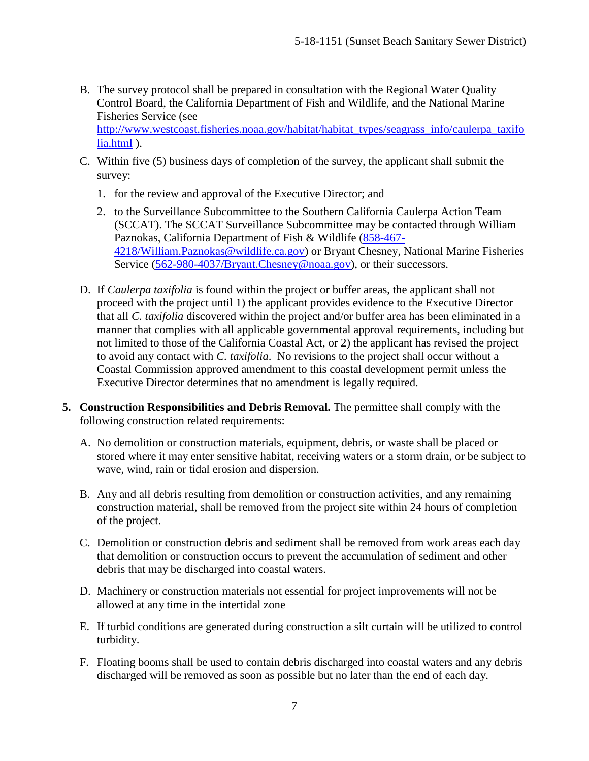B. The survey protocol shall be prepared in consultation with the Regional Water Quality Control Board, the California Department of Fish and Wildlife, and the National Marine Fisheries Service (see [http://www.westcoast.fisheries.noaa.gov/habitat/habitat_types/seagrass_info/caulerpa_taxifolia.html](http://www.westcoast.fisheries.noaa.gov/habitat/habitat_types/seagrass_info/caulerpa_taxifolia.html) ).

C. Within five (5) business days of completion of the survey, the applicant shall submit the survey:

   1. for the review and approval of the Executive Director; and
   2. to the Surveillance Subcommittee to the Southern California Caulerpa Action Team (SCCAT). The SCCAT Surveillance Subcommittee may be contacted through William Paznokas, California Department of Fish & Wildlife (858-467-4218/William.Paznokas@wildlife.ca.gov) or Bryant Chesney, National Marine Fisheries Service (562-980-4037/Bryant.Chesney@noaa.gov), or their successors.

D. If *Caulerpa taxifolia* is found within the project or buffer areas, the applicant shall not proceed with the project until 1) the applicant provides evidence to the Executive Director that all *C. taxifolia* discovered within the project and/or buffer area has been eliminated in a manner that complies with all applicable governmental approval requirements, including but not limited to those of the California Coastal Act, or 2) the applicant has revised the project to avoid any contact with *C. taxifolia*. No revisions to the project shall occur without a Coastal Commission approved amendment to this coastal development permit unless the Executive Director determines that no amendment is legally required.

**5. Construction Responsibilities and Debris Removal.** The permittee shall comply with the following construction related requirements:

A. No demolition or construction materials, equipment, debris, or waste shall be placed or stored where it may enter sensitive habitat, receiving waters or a storm drain, or be subject to wave, wind, rain or tidal erosion and dispersion.

B. Any and all debris resulting from demolition or construction activities, and any remaining construction material, shall be removed from the project site within 24 hours of completion of the project.

C. Demolition or construction debris and sediment shall be removed from work areas each day that demolition or construction occurs to prevent the accumulation of sediment and other debris that may be discharged into coastal waters.

D. Machinery or construction materials not essential for project improvements will not be allowed at any time in the intertidal zone

E. If turbid conditions are generated during construction a silt curtain will be utilized to control turbidity.

F. Floating booms shall be used to contain debris discharged into coastal waters and any debris discharged will be removed as soon as possible but no later than the end of each day.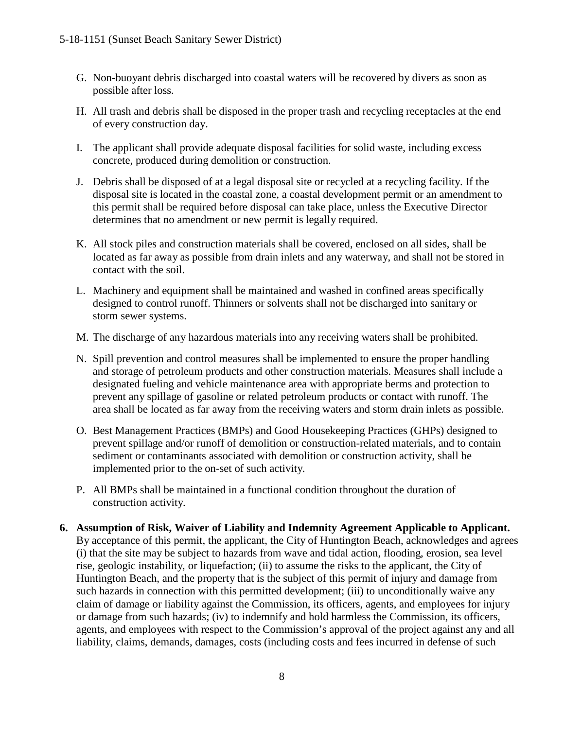G. Non-buoyant debris discharged into coastal waters will be recovered by divers as soon as possible after loss.

H. All trash and debris shall be disposed in the proper trash and recycling receptacles at the end of every construction day.

I. The applicant shall provide adequate disposal facilities for solid waste, including excess concrete, produced during demolition or construction.

J. Debris shall be disposed of at a legal disposal site or recycled at a recycling facility. If the disposal site is located in the coastal zone, a coastal development permit or an amendment to this permit shall be required before disposal can take place, unless the Executive Director determines that no amendment or new permit is legally required.

K. All stock piles and construction materials shall be covered, enclosed on all sides, shall be located as far away as possible from drain inlets and any waterway, and shall not be stored in contact with the soil.

L. Machinery and equipment shall be maintained and washed in confined areas specifically designed to control runoff. Thinners or solvents shall not be discharged into sanitary or storm sewer systems.

M. The discharge of any hazardous materials into any receiving waters shall be prohibited.

N. Spill prevention and control measures shall be implemented to ensure the proper handling and storage of petroleum products and other construction materials. Measures shall include a designated fueling and vehicle maintenance area with appropriate berms and protection to prevent any spillage of gasoline or related petroleum products or contact with runoff. The area shall be located as far away from the receiving waters and storm drain inlets as possible.

O. Best Management Practices (BMPs) and Good Housekeeping Practices (GHPs) designed to prevent spillage and/or runoff of demolition or construction-related materials, and to contain sediment or contaminants associated with demolition or construction activity, shall be implemented prior to the on-set of such activity.

P. All BMPs shall be maintained in a functional condition throughout the duration of construction activity.

**6. Assumption of Risk, Waiver of Liability and Indemnity Agreement Applicable to Applicant.** By acceptance of this permit, the applicant, the City of Huntington Beach, acknowledges and agrees (i) that the site may be subject to hazards from wave and tidal action, flooding, erosion, sea level rise, geologic instability, or liquefaction; (ii) to assume the risks to the applicant, the City of Huntington Beach, and the property that is the subject of this permit of injury and damage from such hazards in connection with this permitted development; (iii) to unconditionally waive any claim of damage or liability against the Commission, its officers, agents, and employees for injury or damage from such hazards; (iv) to indemnify and hold harmless the Commission, its officers, agents, and employees with respect to the Commission's approval of the project against any and all liability, claims, demands, damages, costs (including costs and fees incurred in defense of such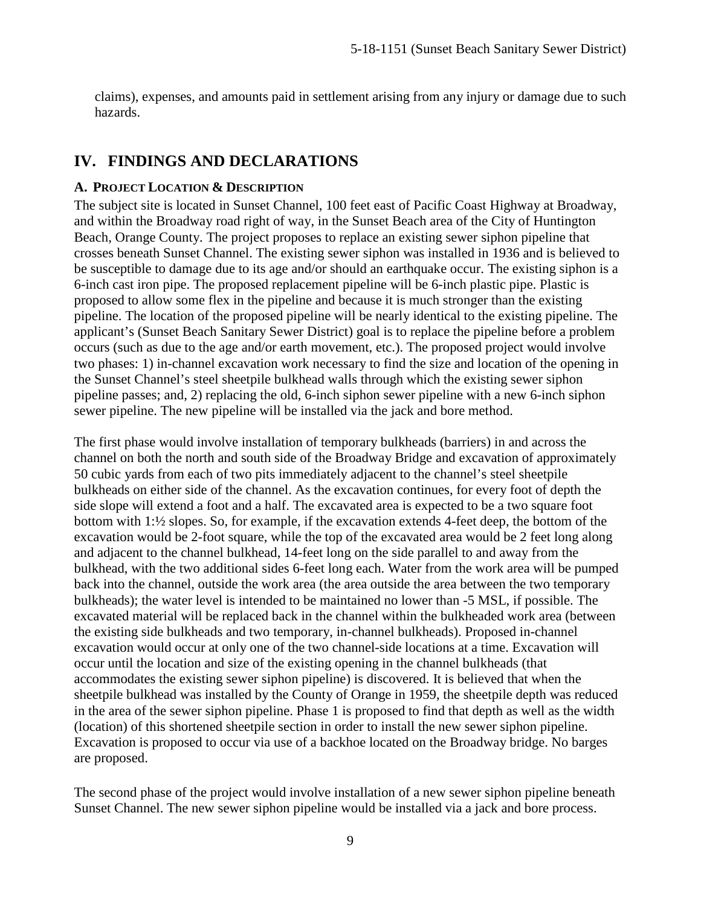claims), expenses, and amounts paid in settlement arising from any injury or damage due to such hazards.

## IV. FINDINGS AND DECLARATIONS

### A. Project Location & Description

The subject site is located in Sunset Channel, 100 feet east of Pacific Coast Highway at Broadway, and within the Broadway road right of way, in the Sunset Beach area of the City of Huntington Beach, Orange County. The project proposes to replace an existing sewer siphon pipeline that crosses beneath Sunset Channel. The existing sewer siphon was installed in 1936 and is believed to be susceptible to damage due to its age and/or should an earthquake occur. The existing siphon is a 6-inch cast iron pipe. The proposed replacement pipeline will be 6-inch plastic pipe. Plastic is proposed to allow some flex in the pipeline and because it is much stronger than the existing pipeline. The location of the proposed pipeline will be nearly identical to the existing pipeline. The applicant's (Sunset Beach Sanitary Sewer District) goal is to replace the pipeline before a problem occurs (such as due to the age and/or earth movement, etc.). The proposed project would involve two phases: 1) in-channel excavation work necessary to find the size and location of the opening in the Sunset Channel's steel sheetpile bulkhead walls through which the existing sewer siphon pipeline passes; and, 2) replacing the old, 6-inch siphon sewer pipeline with a new 6-inch siphon sewer pipeline. The new pipeline will be installed via the jack and bore method.

The first phase would involve installation of temporary bulkheads (barriers) in and across the channel on both the north and south side of the Broadway Bridge and excavation of approximately 50 cubic yards from each of two pits immediately adjacent to the channel's steel sheetpile bulkheads on either side of the channel. As the excavation continues, for every foot of depth the side slope will extend a foot and a half. The excavated area is expected to be a two square foot bottom with 1:½ slopes. So, for example, if the excavation extends 4-feet deep, the bottom of the excavation would be 2-foot square, while the top of the excavated area would be 2 feet long along and adjacent to the channel bulkhead, 14-feet long on the side parallel to and away from the bulkhead, with the two additional sides 6-feet long each. Water from the work area will be pumped back into the channel, outside the work area (the area outside the area between the two temporary bulkheads); the water level is intended to be maintained no lower than -5 MSL, if possible. The excavated material will be replaced back in the channel within the bulkheaded work area (between the existing side bulkheads and two temporary, in-channel bulkheads). Proposed in-channel excavation would occur at only one of the two channel-side locations at a time. Excavation will occur until the location and size of the existing opening in the channel bulkheads (that accommodates the existing sewer siphon pipeline) is discovered. It is believed that when the sheetpile bulkhead was installed by the County of Orange in 1959, the sheetpile depth was reduced in the area of the sewer siphon pipeline. Phase 1 is proposed to find that depth as well as the width (location) of this shortened sheetpile section in order to install the new sewer siphon pipeline. Excavation is proposed to occur via use of a backhoe located on the Broadway bridge. No barges are proposed.

The second phase of the project would involve installation of a new sewer siphon pipeline beneath Sunset Channel. The new sewer siphon pipeline would be installed via a jack and bore process.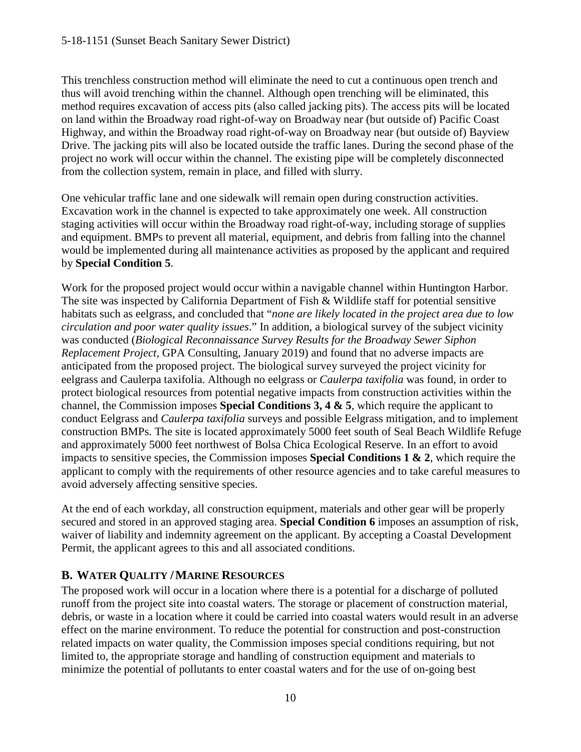This trenchless construction method will eliminate the need to cut a continuous open trench and thus will avoid trenching within the channel. Although open trenching will be eliminated, this method requires excavation of access pits (also called jacking pits). The access pits will be located on land within the Broadway road right-of-way on Broadway near (but outside of) Pacific Coast Highway, and within the Broadway road right-of-way on Broadway near (but outside of) Bayview Drive. The jacking pits will also be located outside the traffic lanes. During the second phase of the project no work will occur within the channel. The existing pipe will be completely disconnected from the collection system, remain in place, and filled with slurry.

One vehicular traffic lane and one sidewalk will remain open during construction activities. Excavation work in the channel is expected to take approximately one week. All construction staging activities will occur within the Broadway road right-of-way, including storage of supplies and equipment. BMPs to prevent all material, equipment, and debris from falling into the channel would be implemented during all maintenance activities as proposed by the applicant and required by **Special Condition 5**.

Work for the proposed project would occur within a navigable channel within Huntington Harbor. The site was inspected by California Department of Fish & Wildlife staff for potential sensitive habitats such as eelgrass, and concluded that "*none are likely located in the project area due to low circulation and poor water quality issues*." In addition, a biological survey of the subject vicinity was conducted (*Biological Reconnaissance Survey Results for the Broadway Sewer Siphon Replacement Project*, GPA Consulting, January 2019) and found that no adverse impacts are anticipated from the proposed project. The biological survey surveyed the project vicinity for eelgrass and Caulerpa taxifolia. Although no eelgrass or *Caulerpa taxifolia* was found, in order to protect biological resources from potential negative impacts from construction activities within the channel, the Commission imposes **Special Conditions 3, 4 & 5**, which require the applicant to conduct Eelgrass and *Caulerpa taxifolia* surveys and possible Eelgrass mitigation, and to implement construction BMPs. The site is located approximately 5000 feet south of Seal Beach Wildlife Refuge and approximately 5000 feet northwest of Bolsa Chica Ecological Reserve. In an effort to avoid impacts to sensitive species, the Commission imposes **Special Conditions 1 & 2**, which require the applicant to comply with the requirements of other resource agencies and to take careful measures to avoid adversely affecting sensitive species.

At the end of each workday, all construction equipment, materials and other gear will be properly secured and stored in an approved staging area. **Special Condition 6** imposes an assumption of risk, waiver of liability and indemnity agreement on the applicant. By accepting a Coastal Development Permit, the applicant agrees to this and all associated conditions.

## B. WATER QUALITY / MARINE RESOURCES

The proposed work will occur in a location where there is a potential for a discharge of polluted runoff from the project site into coastal waters. The storage or placement of construction material, debris, or waste in a location where it could be carried into coastal waters would result in an adverse effect on the marine environment. To reduce the potential for construction and post-construction related impacts on water quality, the Commission imposes special conditions requiring, but not limited to, the appropriate storage and handling of construction equipment and materials to minimize the potential of pollutants to enter coastal waters and for the use of on-going best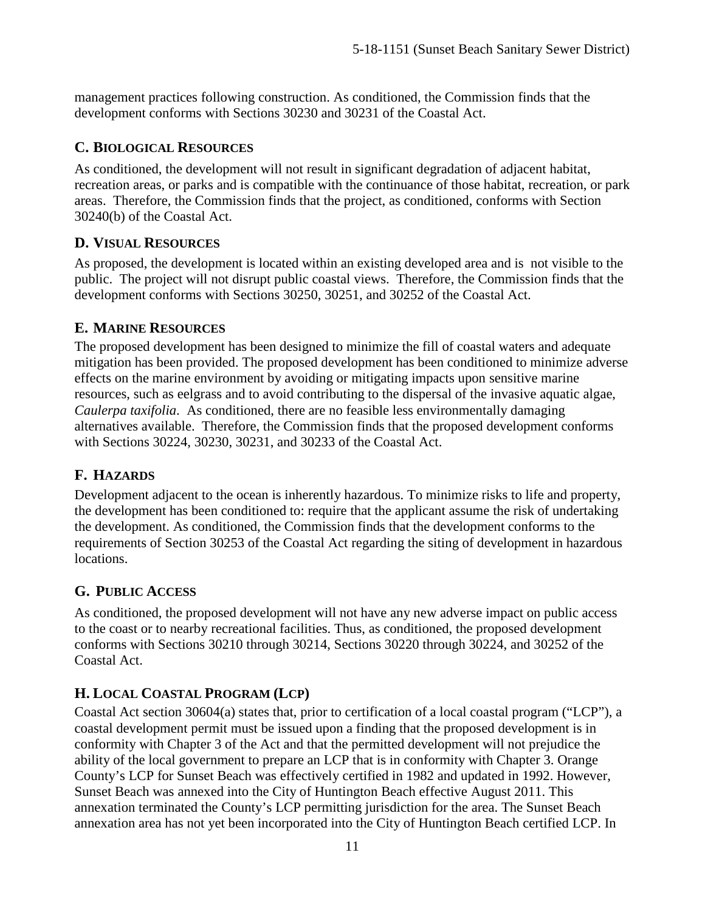management practices following construction. As conditioned, the Commission finds that the development conforms with Sections 30230 and 30231 of the Coastal Act.

## C. Biological Resources

As conditioned, the development will not result in significant degradation of adjacent habitat, recreation areas, or parks and is compatible with the continuance of those habitat, recreation, or park areas. Therefore, the Commission finds that the project, as conditioned, conforms with Section 30240(b) of the Coastal Act.

## D. Visual Resources

As proposed, the development is located within an existing developed area and is not visible to the public. The project will not disrupt public coastal views. Therefore, the Commission finds that the development conforms with Sections 30250, 30251, and 30252 of the Coastal Act.

## E. Marine Resources

The proposed development has been designed to minimize the fill of coastal waters and adequate mitigation has been provided. The proposed development has been conditioned to minimize adverse effects on the marine environment by avoiding or mitigating impacts upon sensitive marine resources, such as eelgrass and to avoid contributing to the dispersal of the invasive aquatic algae, *Caulerpa taxifolia*. As conditioned, there are no feasible less environmentally damaging alternatives available. Therefore, the Commission finds that the proposed development conforms with Sections 30224, 30230, 30231, and 30233 of the Coastal Act.

## F. Hazards

Development adjacent to the ocean is inherently hazardous. To minimize risks to life and property, the development has been conditioned to: require that the applicant assume the risk of undertaking the development. As conditioned, the Commission finds that the development conforms to the requirements of Section 30253 of the Coastal Act regarding the siting of development in hazardous locations.

## G. Public Access

As conditioned, the proposed development will not have any new adverse impact on public access to the coast or to nearby recreational facilities. Thus, as conditioned, the proposed development conforms with Sections 30210 through 30214, Sections 30220 through 30224, and 30252 of the Coastal Act.

## H. Local Coastal Program (LCP)

Coastal Act section 30604(a) states that, prior to certification of a local coastal program ("LCP"), a coastal development permit must be issued upon a finding that the proposed development is in conformity with Chapter 3 of the Act and that the permitted development will not prejudice the ability of the local government to prepare an LCP that is in conformity with Chapter 3. Orange County's LCP for Sunset Beach was effectively certified in 1982 and updated in 1992. However, Sunset Beach was annexed into the City of Huntington Beach effective August 2011. This annexation terminated the County's LCP permitting jurisdiction for the area. The Sunset Beach annexation area has not yet been incorporated into the City of Huntington Beach certified LCP. In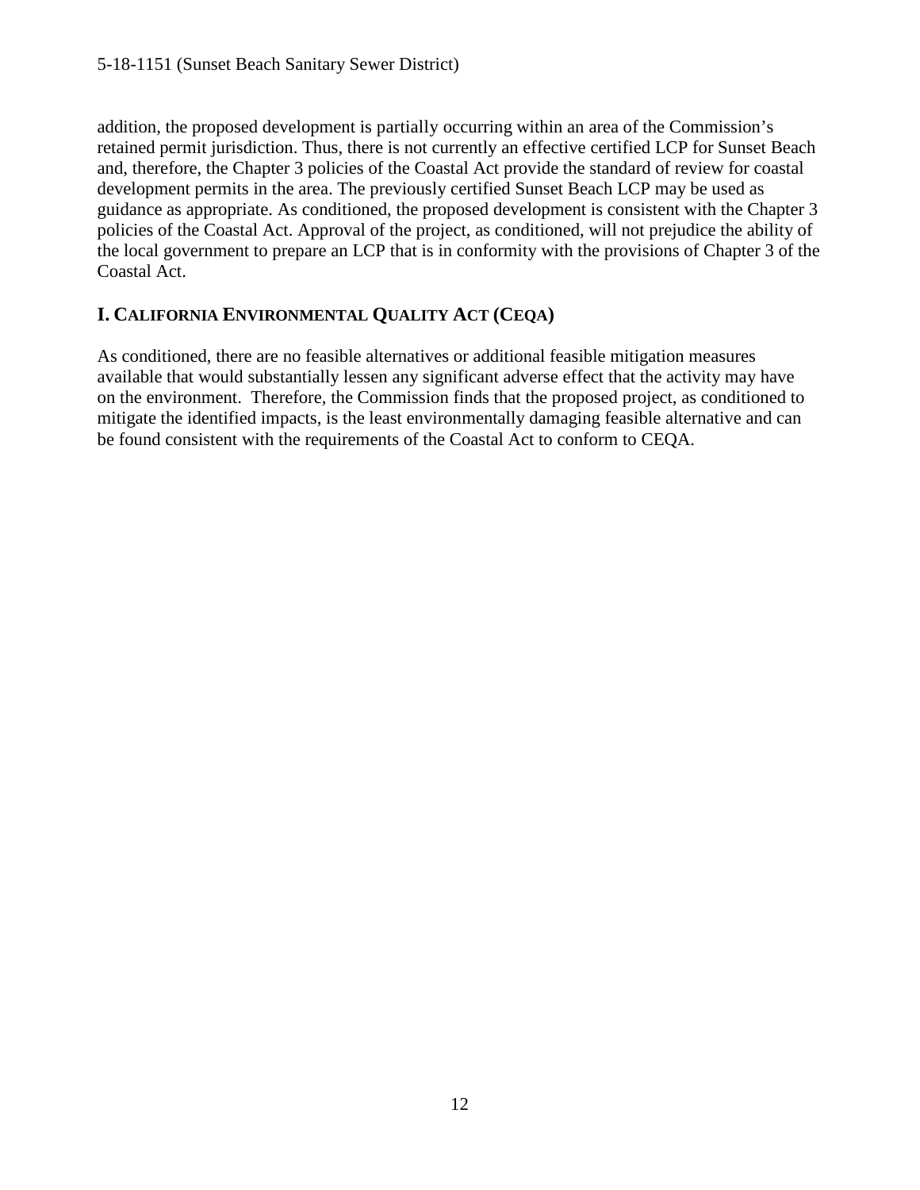addition, the proposed development is partially occurring within an area of the Commission's retained permit jurisdiction. Thus, there is not currently an effective certified LCP for Sunset Beach and, therefore, the Chapter 3 policies of the Coastal Act provide the standard of review for coastal development permits in the area. The previously certified Sunset Beach LCP may be used as guidance as appropriate. As conditioned, the proposed development is consistent with the Chapter 3 policies of the Coastal Act. Approval of the project, as conditioned, will not prejudice the ability of the local government to prepare an LCP that is in conformity with the provisions of Chapter 3 of the Coastal Act.

## I. California Environmental Quality Act (CEQA)

As conditioned, there are no feasible alternatives or additional feasible mitigation measures available that would substantially lessen any significant adverse effect that the activity may have on the environment. Therefore, the Commission finds that the proposed project, as conditioned to mitigate the identified impacts, is the least environmentally damaging feasible alternative and can be found consistent with the requirements of the Coastal Act to conform to CEQA.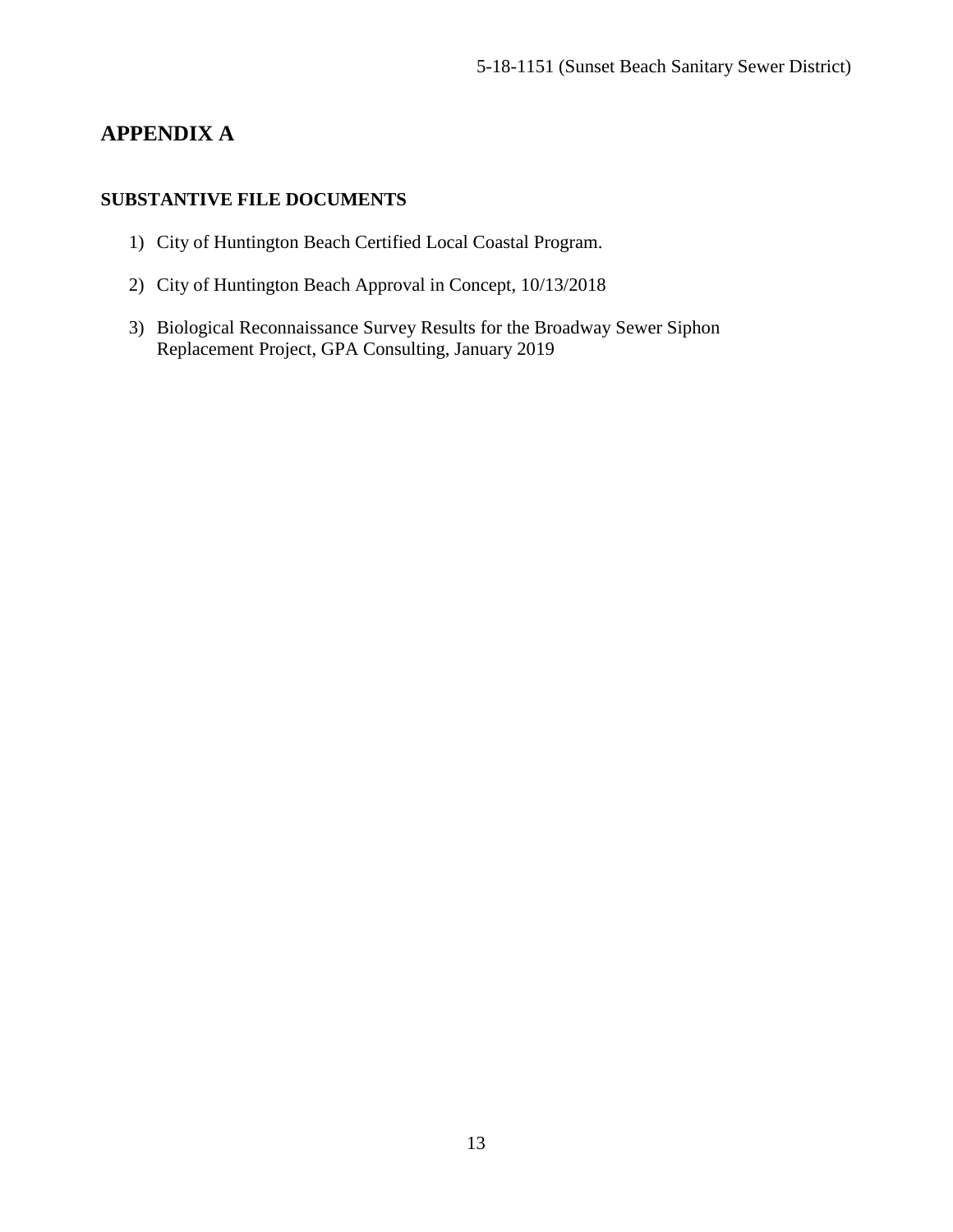# APPENDIX A

## SUBSTANTIVE FILE DOCUMENTS

1) City of Huntington Beach Certified Local Coastal Program.
2) City of Huntington Beach Approval in Concept, 10/13/2018
3) Biological Reconnaissance Survey Results for the Broadway Sewer Siphon Replacement Project, GPA Consulting, January 2019